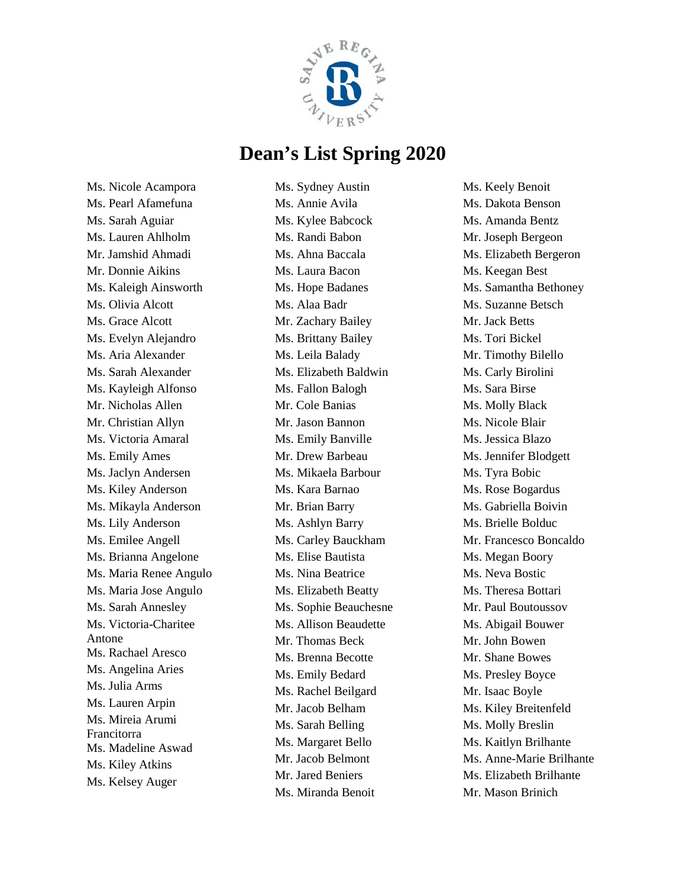# Dean's List Spring 2020

Ms. Nicole Acampora
Ms. Pearl Afamefuna
Ms. Sarah Aguiar
Ms. Lauren Ahlholm
Mr. Jamshid Ahmadi
Mr. Donnie Aikins
Ms. Kaleigh Ainsworth
Ms. Olivia Alcott
Ms. Grace Alcott
Ms. Evelyn Alejandro
Ms. Aria Alexander
Ms. Sarah Alexander
Ms. Kayleigh Alfonso
Mr. Nicholas Allen
Mr. Christian Allyn
Ms. Victoria Amaral
Ms. Emily Ames
Ms. Jaclyn Andersen
Ms. Kiley Anderson
Ms. Mikayla Anderson
Ms. Lily Anderson
Ms. Emilee Angell
Ms. Brianna Angelone
Ms. Maria Renee Angulo
Ms. Maria Jose Angulo
Ms. Sarah Annesley
Ms. Victoria-Charitee Antone
Ms. Rachael Aresco
Ms. Angelina Aries
Ms. Julia Arms
Ms. Lauren Arpin
Ms. Mireia Arumi Francitorra
Ms. Madeline Aswad
Ms. Kiley Atkins
Ms. Kelsey Auger
Ms. Sydney Austin
Ms. Annie Avila
Ms. Kylee Babcock
Ms. Randi Babon
Ms. Ahna Baccala
Ms. Laura Bacon
Ms. Hope Badanes
Ms. Alaa Badr
Mr. Zachary Bailey
Ms. Brittany Bailey
Ms. Leila Balady
Ms. Elizabeth Baldwin
Ms. Fallon Balogh
Mr. Cole Banias
Mr. Jason Bannon
Ms. Emily Banville
Mr. Drew Barbeau
Ms. Mikaela Barbour
Ms. Kara Barnao
Mr. Brian Barry
Ms. Ashlyn Barry
Ms. Carley Bauckham
Ms. Elise Bautista
Ms. Nina Beatrice
Ms. Elizabeth Beatty
Ms. Sophie Beauchesne
Ms. Allison Beaudette
Mr. Thomas Beck
Ms. Brenna Becotte
Ms. Emily Bedard
Ms. Rachel Beilgard
Mr. Jacob Belham
Ms. Sarah Belling
Ms. Margaret Bello
Mr. Jacob Belmont
Mr. Jared Beniers
Ms. Miranda Benoit
Ms. Keely Benoit
Ms. Dakota Benson
Ms. Amanda Bentz
Mr. Joseph Bergeon
Ms. Elizabeth Bergeron
Ms. Keegan Best
Ms. Samantha Bethoney
Ms. Suzanne Betsch
Mr. Jack Betts
Ms. Tori Bickel
Mr. Timothy Bilello
Ms. Carly Birolini
Ms. Sara Birse
Ms. Molly Black
Ms. Nicole Blair
Ms. Jessica Blazo
Ms. Jennifer Blodgett
Ms. Tyra Bobic
Ms. Rose Bogardus
Ms. Gabriella Boivin
Ms. Brielle Bolduc
Mr. Francesco Boncaldo
Ms. Megan Boory
Ms. Neva Bostic
Ms. Theresa Bottari
Mr. Paul Boutoussov
Ms. Abigail Bouwer
Mr. John Bowen
Mr. Shane Bowes
Ms. Presley Boyce
Mr. Isaac Boyle
Ms. Kiley Breitenfeld
Ms. Molly Breslin
Ms. Kaitlyn Brilhante
Ms. Anne-Marie Brilhante
Ms. Elizabeth Brilhante
Mr. Mason Brinich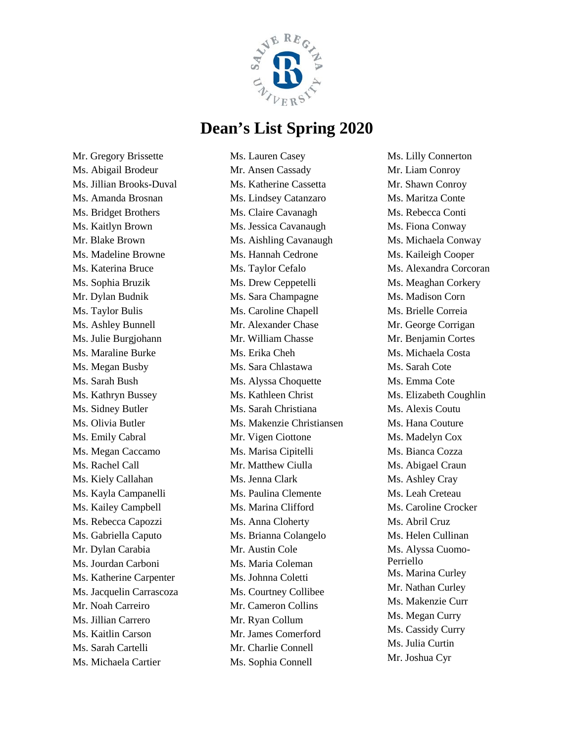# Dean's List Spring 2020

Mr. Gregory Brissette
Ms. Abigail Brodeur
Ms. Jillian Brooks-Duval
Ms. Amanda Brosnan
Ms. Bridget Brothers
Ms. Kaitlyn Brown
Mr. Blake Brown
Ms. Madeline Browne
Ms. Katerina Bruce
Ms. Sophia Bruzik
Mr. Dylan Budnik
Ms. Taylor Bulis
Ms. Ashley Bunnell
Ms. Julie Burgjohann
Ms. Maraline Burke
Ms. Megan Busby
Ms. Sarah Bush
Ms. Kathryn Bussey
Ms. Sidney Butler
Ms. Olivia Butler
Ms. Emily Cabral
Ms. Megan Caccamo
Ms. Rachel Call
Ms. Kiely Callahan
Ms. Kayla Campanelli
Ms. Kailey Campbell
Ms. Rebecca Capozzi
Ms. Gabriella Caputo
Mr. Dylan Carabia
Ms. Jourdan Carboni
Ms. Katherine Carpenter
Ms. Jacquelin Carrascoza
Mr. Noah Carreiro
Ms. Jillian Carrero
Ms. Kaitlin Carson
Ms. Sarah Cartelli
Ms. Michaela Cartier
Ms. Lauren Casey
Mr. Ansen Cassady
Ms. Katherine Cassetta
Ms. Lindsey Catanzaro
Ms. Claire Cavanagh
Ms. Jessica Cavanaugh
Ms. Aishling Cavanaugh
Ms. Hannah Cedrone
Ms. Taylor Cefalo
Ms. Drew Ceppetelli
Ms. Sara Champagne
Ms. Caroline Chapell
Mr. Alexander Chase
Mr. William Chasse
Ms. Erika Cheh
Ms. Sara Chlastawa
Ms. Alyssa Choquette
Ms. Kathleen Christ
Ms. Sarah Christiana
Ms. Makenzie Christiansen
Mr. Vigen Ciottone
Ms. Marisa Cipitelli
Mr. Matthew Ciulla
Ms. Jenna Clark
Ms. Paulina Clemente
Ms. Marina Clifford
Ms. Anna Cloherty
Ms. Brianna Colangelo
Mr. Austin Cole
Ms. Maria Coleman
Ms. Johnna Coletti
Ms. Courtney Collibee
Mr. Cameron Collins
Mr. Ryan Collum
Mr. James Comerford
Mr. Charlie Connell
Ms. Sophia Connell
Ms. Lilly Connerton
Mr. Liam Conroy
Mr. Shawn Conroy
Ms. Maritza Conte
Ms. Rebecca Conti
Ms. Fiona Conway
Ms. Michaela Conway
Ms. Kaileigh Cooper
Ms. Alexandra Corcoran
Ms. Meaghan Corkery
Ms. Madison Corn
Ms. Brielle Correia
Mr. George Corrigan
Mr. Benjamin Cortes
Ms. Michaela Costa
Ms. Sarah Cote
Ms. Emma Cote
Ms. Elizabeth Coughlin
Ms. Alexis Coutu
Ms. Hana Couture
Ms. Madelyn Cox
Ms. Bianca Cozza
Ms. Abigael Craun
Ms. Ashley Cray
Ms. Leah Creteau
Ms. Caroline Crocker
Ms. Abril Cruz
Ms. Helen Cullinan
Ms. Alyssa Cuomo-Perriello
Ms. Marina Curley
Mr. Nathan Curley
Ms. Makenzie Curr
Ms. Megan Curry
Ms. Cassidy Curry
Ms. Julia Curtin
Mr. Joshua Cyr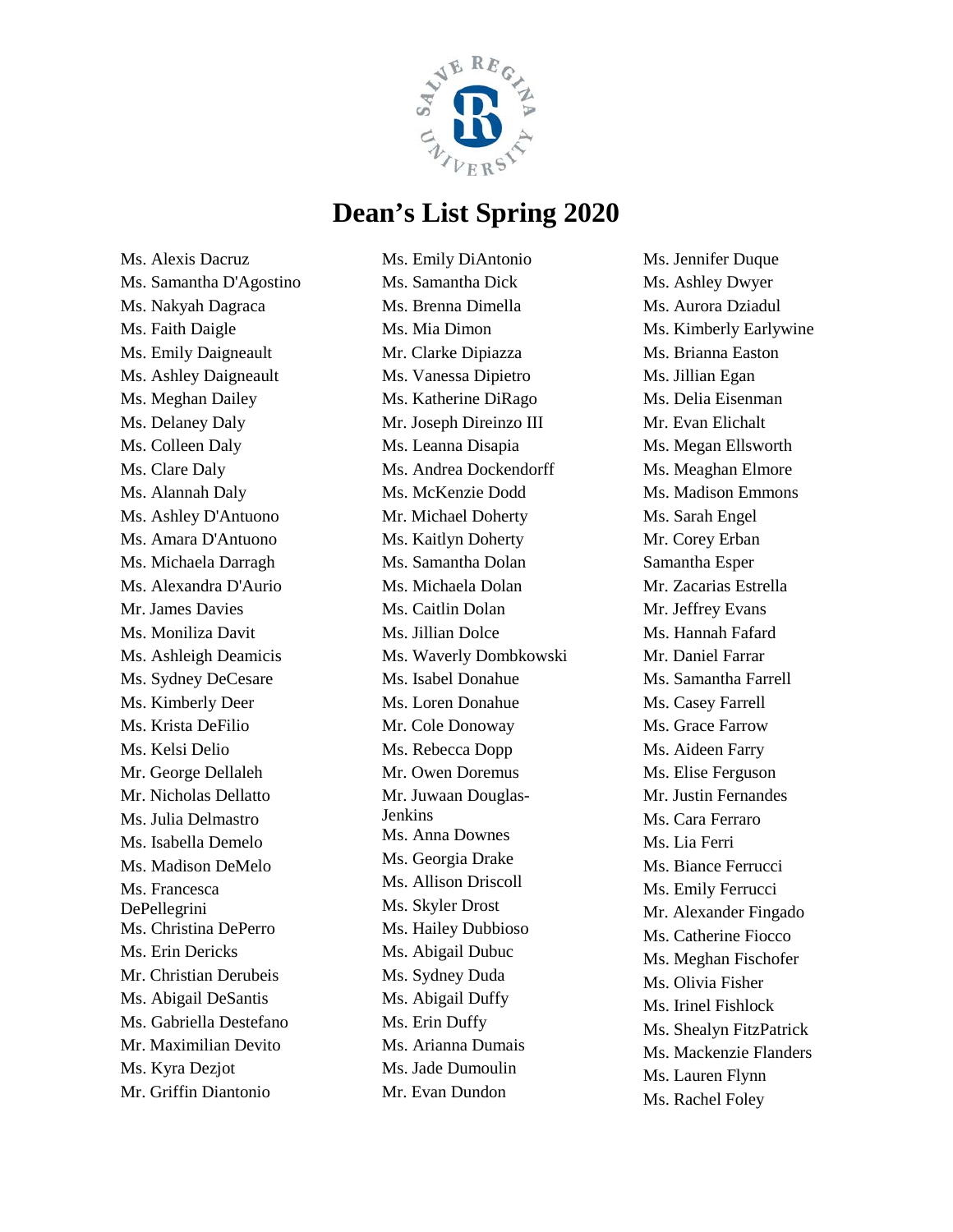# Dean's List Spring 2020

Ms. Alexis Dacruz
Ms. Samantha D'Agostino
Ms. Nakyah Dagraca
Ms. Faith Daigle
Ms. Emily Daigneault
Ms. Ashley Daigneault
Ms. Meghan Dailey
Ms. Delaney Daly
Ms. Colleen Daly
Ms. Clare Daly
Ms. Alannah Daly
Ms. Ashley D'Antuono
Ms. Amara D'Antuono
Ms. Michaela Darragh
Ms. Alexandra D'Aurio
Mr. James Davies
Ms. Moniliza Davit
Ms. Ashleigh Deamicis
Ms. Sydney DeCesare
Ms. Kimberly Deer
Ms. Krista DeFilio
Ms. Kelsi Delio
Mr. George Dellaleh
Mr. Nicholas Dellatto
Ms. Julia Delmastro
Ms. Isabella Demelo
Ms. Madison DeMelo
Ms. Francesca DePellegrini
Ms. Christina DePerro
Ms. Erin Dericks
Mr. Christian Derubeis
Ms. Abigail DeSantis
Ms. Gabriella Destefano
Mr. Maximilian Devito
Ms. Kyra Dezjot
Mr. Griffin Diantonio
Ms. Emily DiAntonio
Ms. Samantha Dick
Ms. Brenna Dimella
Ms. Mia Dimon
Mr. Clarke Dipiazza
Ms. Vanessa Dipietro
Ms. Katherine DiRago
Mr. Joseph Direinzo III
Ms. Leanna Disapia
Ms. Andrea Dockendorff
Ms. McKenzie Dodd
Mr. Michael Doherty
Ms. Kaitlyn Doherty
Ms. Samantha Dolan
Ms. Michaela Dolan
Ms. Caitlin Dolan
Ms. Jillian Dolce
Ms. Waverly Dombkowski
Ms. Isabel Donahue
Ms. Loren Donahue
Mr. Cole Donoway
Ms. Rebecca Dopp
Mr. Owen Doremus
Mr. Juwaan Douglas-Jenkins
Ms. Anna Downes
Ms. Georgia Drake
Ms. Allison Driscoll
Ms. Skyler Drost
Ms. Hailey Dubbioso
Ms. Abigail Dubuc
Ms. Sydney Duda
Ms. Abigail Duffy
Ms. Erin Duffy
Ms. Arianna Dumais
Ms. Jade Dumoulin
Mr. Evan Dundon
Ms. Jennifer Duque
Ms. Ashley Dwyer
Ms. Aurora Dziadul
Ms. Kimberly Earlywine
Ms. Brianna Easton
Ms. Jillian Egan
Ms. Delia Eisenman
Mr. Evan Elichalt
Ms. Megan Ellsworth
Ms. Meaghan Elmore
Ms. Madison Emmons
Ms. Sarah Engel
Mr. Corey Erban
Samantha Esper
Mr. Zacarias Estrella
Mr. Jeffrey Evans
Ms. Hannah Fafard
Mr. Daniel Farrar
Ms. Samantha Farrell
Ms. Casey Farrell
Ms. Grace Farrow
Ms. Aideen Farry
Ms. Elise Ferguson
Mr. Justin Fernandes
Ms. Cara Ferraro
Ms. Lia Ferri
Ms. Biance Ferrucci
Ms. Emily Ferrucci
Mr. Alexander Fingado
Ms. Catherine Fiocco
Ms. Meghan Fischofer
Ms. Olivia Fisher
Ms. Irinel Fishlock
Ms. Shealyn FitzPatrick
Ms. Mackenzie Flanders
Ms. Lauren Flynn
Ms. Rachel Foley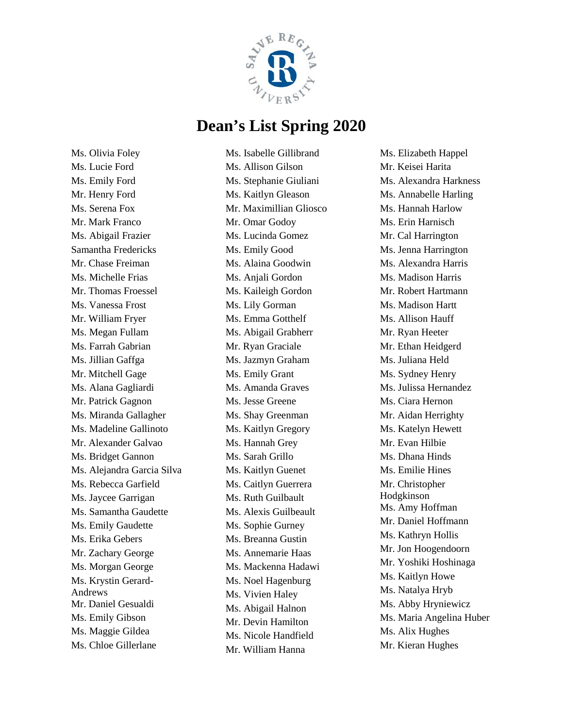# Dean's List Spring 2020

Ms. Olivia Foley
Ms. Lucie Ford
Ms. Emily Ford
Mr. Henry Ford
Ms. Serena Fox
Mr. Mark Franco
Ms. Abigail Frazier
Samantha Fredericks
Mr. Chase Freiman
Ms. Michelle Frias
Mr. Thomas Froessel
Ms. Vanessa Frost
Mr. William Fryer
Ms. Megan Fullam
Ms. Farrah Gabrian
Ms. Jillian Gaffga
Mr. Mitchell Gage
Ms. Alana Gagliardi
Mr. Patrick Gagnon
Ms. Miranda Gallagher
Ms. Madeline Gallinoto
Mr. Alexander Galvao
Ms. Bridget Gannon
Ms. Alejandra Garcia Silva
Ms. Rebecca Garfield
Ms. Jaycee Garrigan
Ms. Samantha Gaudette
Ms. Emily Gaudette
Ms. Erika Gebers
Mr. Zachary George
Ms. Morgan George
Ms. Krystin Gerard-Andrews
Mr. Daniel Gesualdi
Ms. Emily Gibson
Ms. Maggie Gildea
Ms. Chloe Gillerlane
Ms. Isabelle Gillibrand
Ms. Allison Gilson
Ms. Stephanie Giuliani
Ms. Kaitlyn Gleason
Mr. Maximillian Gliosco
Mr. Omar Godoy
Ms. Lucinda Gomez
Ms. Emily Good
Ms. Alaina Goodwin
Ms. Anjali Gordon
Ms. Kaileigh Gordon
Ms. Lily Gorman
Ms. Emma Gotthelf
Ms. Abigail Grabherr
Mr. Ryan Graciale
Ms. Jazmyn Graham
Ms. Emily Grant
Ms. Amanda Graves
Ms. Jesse Greene
Ms. Shay Greenman
Ms. Kaitlyn Gregory
Ms. Hannah Grey
Ms. Sarah Grillo
Ms. Kaitlyn Guenet
Ms. Caitlyn Guerrera
Ms. Ruth Guilbault
Ms. Alexis Guilbeault
Ms. Sophie Gurney
Ms. Breanna Gustin
Ms. Annemarie Haas
Ms. Mackenna Hadawi
Ms. Noel Hagenburg
Ms. Vivien Haley
Ms. Abigail Halnon
Mr. Devin Hamilton
Ms. Nicole Handfield
Mr. William Hanna
Ms. Elizabeth Happel
Mr. Keisei Harita
Ms. Alexandra Harkness
Ms. Annabelle Harling
Ms. Hannah Harlow
Ms. Erin Harnisch
Mr. Cal Harrington
Ms. Jenna Harrington
Ms. Alexandra Harris
Ms. Madison Harris
Mr. Robert Hartmann
Ms. Madison Hartt
Ms. Allison Hauff
Mr. Ryan Heeter
Mr. Ethan Heidgerd
Ms. Juliana Held
Ms. Sydney Henry
Ms. Julissa Hernandez
Ms. Ciara Hernon
Mr. Aidan Herrighty
Ms. Katelyn Hewett
Mr. Evan Hilbie
Ms. Dhana Hinds
Ms. Emilie Hines
Mr. Christopher Hodgkinson
Ms. Amy Hoffman
Mr. Daniel Hoffmann
Ms. Kathryn Hollis
Mr. Jon Hoogendoorn
Mr. Yoshiki Hoshinaga
Ms. Kaitlyn Howe
Ms. Natalya Hryb
Ms. Abby Hryniewicz
Ms. Maria Angelina Huber
Ms. Alix Hughes
Mr. Kieran Hughes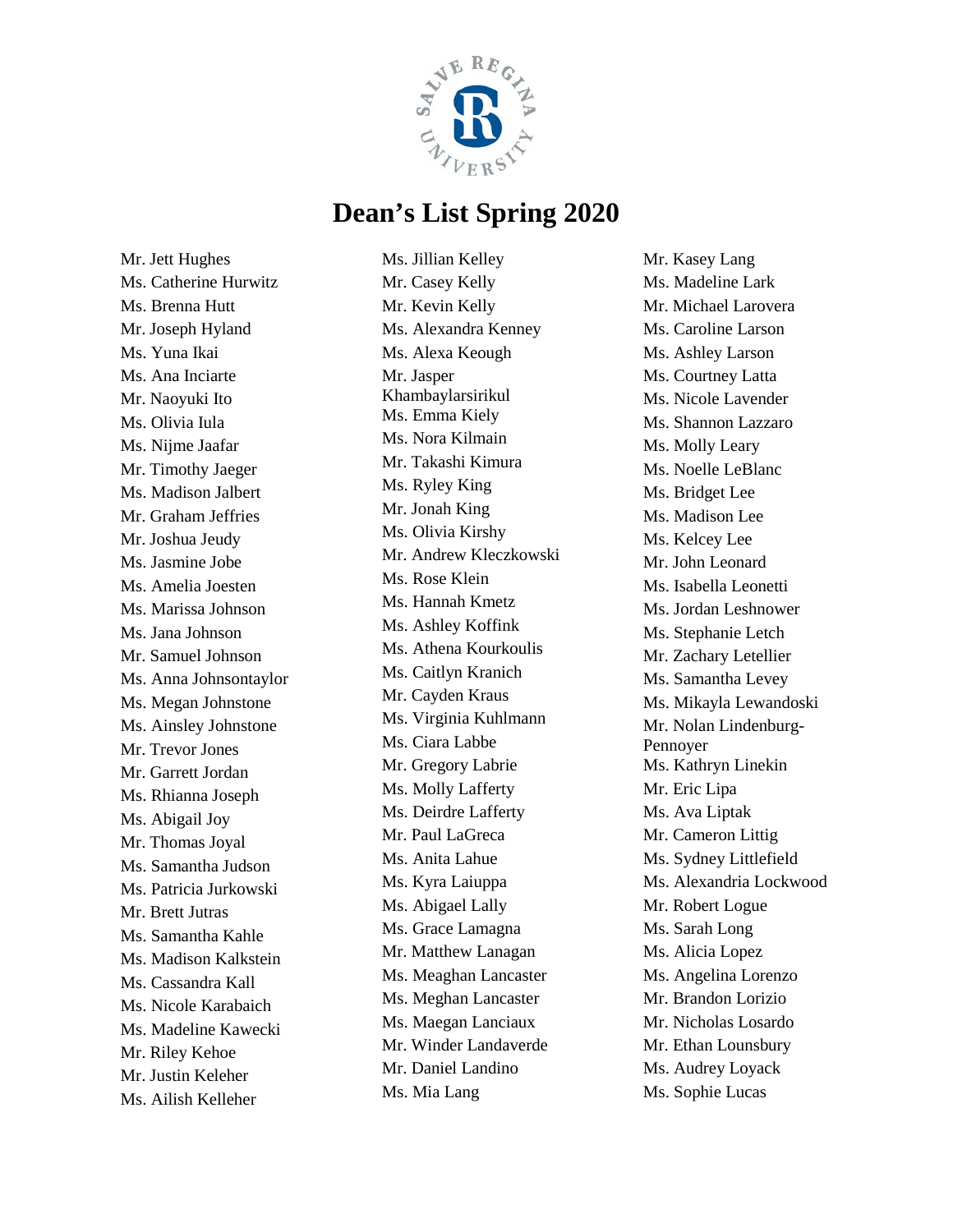# Dean's List Spring 2020

Mr. Jett Hughes
Ms. Catherine Hurwitz
Ms. Brenna Hutt
Mr. Joseph Hyland
Ms. Yuna Ikai
Ms. Ana Inciarte
Mr. Naoyuki Ito
Ms. Olivia Iula
Ms. Nijme Jaafar
Mr. Timothy Jaeger
Ms. Madison Jalbert
Mr. Graham Jeffries
Mr. Joshua Jeudy
Ms. Jasmine Jobe
Ms. Amelia Joesten
Ms. Marissa Johnson
Ms. Jana Johnson
Mr. Samuel Johnson
Ms. Anna Johnsontaylor
Ms. Megan Johnstone
Ms. Ainsley Johnstone
Mr. Trevor Jones
Mr. Garrett Jordan
Ms. Rhianna Joseph
Ms. Abigail Joy
Mr. Thomas Joyal
Ms. Samantha Judson
Ms. Patricia Jurkowski
Mr. Brett Jutras
Ms. Samantha Kahle
Ms. Madison Kalkstein
Ms. Cassandra Kall
Ms. Nicole Karabaich
Ms. Madeline Kawecki
Mr. Riley Kehoe
Mr. Justin Keleher
Ms. Ailish Kelleher
Ms. Jillian Kelley
Mr. Casey Kelly
Mr. Kevin Kelly
Ms. Alexandra Kenney
Ms. Alexa Keough
Mr. Jasper Khambaylarsirikul
Ms. Emma Kiely
Ms. Nora Kilmain
Mr. Takashi Kimura
Ms. Ryley King
Mr. Jonah King
Ms. Olivia Kirshy
Mr. Andrew Kleczkowski
Ms. Rose Klein
Ms. Hannah Kmetz
Ms. Ashley Koffink
Ms. Athena Kourkoulis
Ms. Caitlyn Kranich
Mr. Cayden Kraus
Ms. Virginia Kuhlmann
Ms. Ciara Labbe
Mr. Gregory Labrie
Ms. Molly Lafferty
Ms. Deirdre Lafferty
Mr. Paul LaGreca
Ms. Anita Lahue
Ms. Kyra Laiuppa
Ms. Abigael Lally
Ms. Grace Lamagna
Mr. Matthew Lanagan
Ms. Meaghan Lancaster
Ms. Meghan Lancaster
Ms. Maegan Lanciaux
Mr. Winder Landaverde
Mr. Daniel Landino
Ms. Mia Lang
Mr. Kasey Lang
Ms. Madeline Lark
Mr. Michael Larovera
Ms. Caroline Larson
Ms. Ashley Larson
Ms. Courtney Latta
Ms. Nicole Lavender
Ms. Shannon Lazzaro
Ms. Molly Leary
Ms. Noelle LeBlanc
Ms. Bridget Lee
Ms. Madison Lee
Ms. Kelcey Lee
Mr. John Leonard
Ms. Isabella Leonetti
Ms. Jordan Leshnower
Ms. Stephanie Letch
Mr. Zachary Letellier
Ms. Samantha Levey
Ms. Mikayla Lewandoski
Mr. Nolan Lindenburg-Pennoyer
Ms. Kathryn Linekin
Mr. Eric Lipa
Ms. Ava Liptak
Mr. Cameron Littig
Ms. Sydney Littlefield
Ms. Alexandria Lockwood
Mr. Robert Logue
Ms. Sarah Long
Ms. Alicia Lopez
Ms. Angelina Lorenzo
Mr. Brandon Lorizio
Mr. Nicholas Losardo
Mr. Ethan Lounsbury
Ms. Audrey Loyack
Ms. Sophie Lucas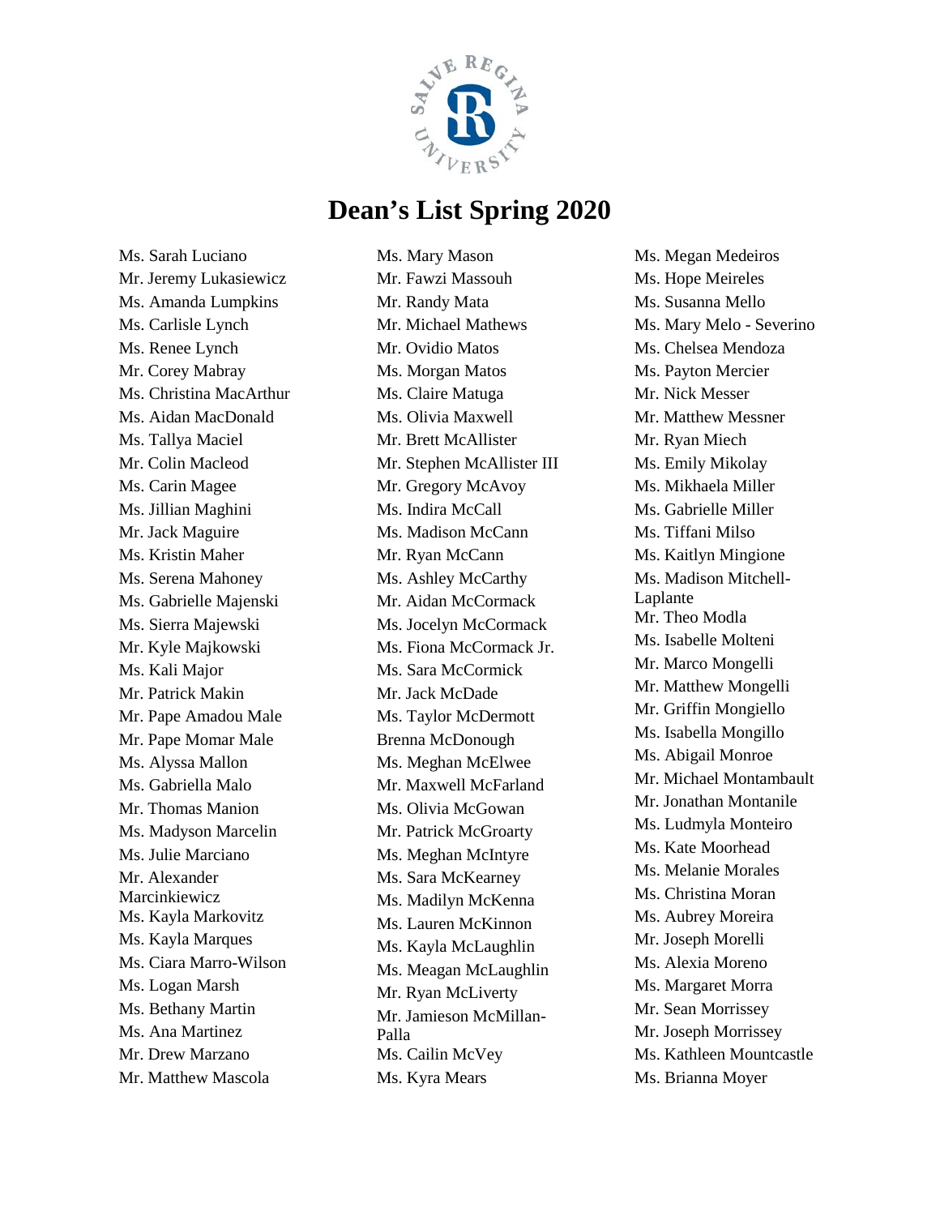# Dean's List Spring 2020

Ms. Sarah Luciano
Mr. Jeremy Lukasiewicz
Ms. Amanda Lumpkins
Ms. Carlisle Lynch
Ms. Renee Lynch
Mr. Corey Mabray
Ms. Christina MacArthur
Ms. Aidan MacDonald
Ms. Tallya Maciel
Mr. Colin Macleod
Ms. Carin Magee
Ms. Jillian Maghini
Mr. Jack Maguire
Ms. Kristin Maher
Ms. Serena Mahoney
Ms. Gabrielle Majenski
Ms. Sierra Majewski
Mr. Kyle Majkowski
Ms. Kali Major
Mr. Patrick Makin
Mr. Pape Amadou Male
Mr. Pape Momar Male
Ms. Alyssa Mallon
Ms. Gabriella Malo
Mr. Thomas Manion
Ms. Madyson Marcelin
Ms. Julie Marciano
Mr. Alexander Marcinkiewicz
Ms. Kayla Markovitz
Ms. Kayla Marques
Ms. Ciara Marro-Wilson
Ms. Logan Marsh
Ms. Bethany Martin
Ms. Ana Martinez
Mr. Drew Marzano
Mr. Matthew Mascola
Ms. Mary Mason
Mr. Fawzi Massouh
Mr. Randy Mata
Mr. Michael Mathews
Mr. Ovidio Matos
Ms. Morgan Matos
Ms. Claire Matuga
Ms. Olivia Maxwell
Mr. Brett McAllister
Mr. Stephen McAllister III
Mr. Gregory McAvoy
Ms. Indira McCall
Ms. Madison McCann
Mr. Ryan McCann
Ms. Ashley McCarthy
Mr. Aidan McCormack
Ms. Jocelyn McCormack
Ms. Fiona McCormack Jr.
Ms. Sara McCormick
Mr. Jack McDade
Ms. Taylor McDermott
Brenna McDonough
Ms. Meghan McElwee
Mr. Maxwell McFarland
Ms. Olivia McGowan
Mr. Patrick McGroarty
Ms. Meghan McIntyre
Ms. Sara McKearney
Ms. Madilyn McKenna
Ms. Lauren McKinnon
Ms. Kayla McLaughlin
Ms. Meagan McLaughlin
Mr. Ryan McLiverty
Mr. Jamieson McMillan-Palla
Ms. Cailin McVey
Ms. Kyra Mears
Ms. Megan Medeiros
Ms. Hope Meireles
Ms. Susanna Mello
Ms. Mary Melo - Severino
Ms. Chelsea Mendoza
Ms. Payton Mercier
Mr. Nick Messer
Mr. Matthew Messner
Mr. Ryan Miech
Ms. Emily Mikolay
Ms. Mikhaela Miller
Ms. Gabrielle Miller
Ms. Tiffani Milso
Ms. Kaitlyn Mingione
Ms. Madison Mitchell-Laplante
Mr. Theo Modla
Ms. Isabelle Molteni
Mr. Marco Mongelli
Mr. Matthew Mongelli
Mr. Griffin Mongiello
Ms. Isabella Mongillo
Ms. Abigail Monroe
Mr. Michael Montambault
Mr. Jonathan Montanile
Ms. Ludmyla Monteiro
Ms. Kate Moorhead
Ms. Melanie Morales
Ms. Christina Moran
Ms. Aubrey Moreira
Mr. Joseph Morelli
Ms. Alexia Moreno
Ms. Margaret Morra
Mr. Sean Morrissey
Mr. Joseph Morrissey
Ms. Kathleen Mountcastle
Ms. Brianna Moyer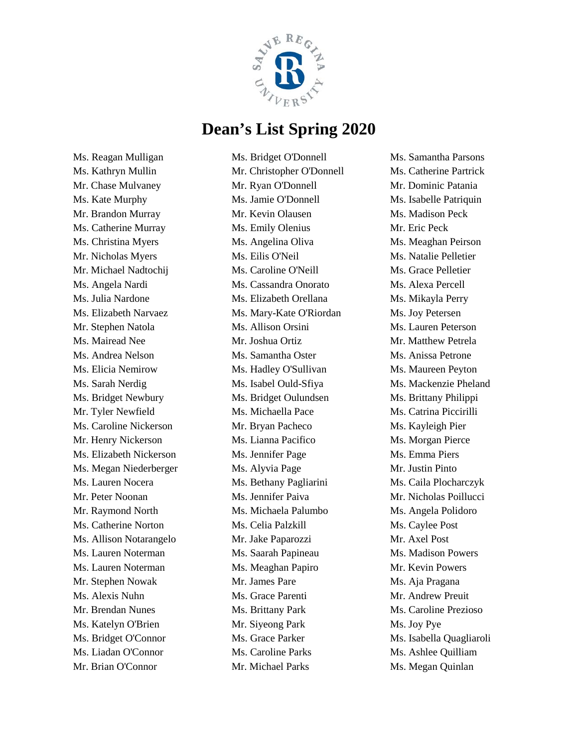# Dean's List Spring 2020

Ms. Reagan Mulligan
Ms. Kathryn Mullin
Mr. Chase Mulvaney
Ms. Kate Murphy
Mr. Brandon Murray
Ms. Catherine Murray
Ms. Christina Myers
Mr. Nicholas Myers
Mr. Michael Nadtochij
Ms. Angela Nardi
Ms. Julia Nardone
Ms. Elizabeth Narvaez
Mr. Stephen Natola
Ms. Mairead Nee
Ms. Andrea Nelson
Ms. Elicia Nemirow
Ms. Sarah Nerdig
Ms. Bridget Newbury
Mr. Tyler Newfield
Ms. Caroline Nickerson
Mr. Henry Nickerson
Ms. Elizabeth Nickerson
Ms. Megan Niederberger
Ms. Lauren Nocera
Mr. Peter Noonan
Mr. Raymond North
Ms. Catherine Norton
Ms. Allison Notarangelo
Ms. Lauren Noterman
Ms. Lauren Noterman
Mr. Stephen Nowak
Ms. Alexis Nuhn
Mr. Brendan Nunes
Ms. Katelyn O'Brien
Ms. Bridget O'Connor
Ms. Liadan O'Connor
Mr. Brian O'Connor
Ms. Bridget O'Donnell
Mr. Christopher O'Donnell
Mr. Ryan O'Donnell
Ms. Jamie O'Donnell
Mr. Kevin Olausen
Ms. Emily Olenius
Ms. Angelina Oliva
Ms. Eilis O'Neil
Ms. Caroline O'Neill
Ms. Cassandra Onorato
Ms. Elizabeth Orellana
Ms. Mary-Kate O'Riordan
Ms. Allison Orsini
Mr. Joshua Ortiz
Ms. Samantha Oster
Ms. Hadley O'Sullivan
Ms. Isabel Ould-Sfiya
Ms. Bridget Oulundsen
Ms. Michaella Pace
Mr. Bryan Pacheco
Ms. Lianna Pacifico
Ms. Jennifer Page
Ms. Alyvia Page
Ms. Bethany Pagliarini
Ms. Jennifer Paiva
Ms. Michaela Palumbo
Ms. Celia Palzkill
Mr. Jake Paparozzi
Ms. Saarah Papineau
Ms. Meaghan Papiro
Mr. James Pare
Ms. Grace Parenti
Ms. Brittany Park
Mr. Siyeong Park
Ms. Grace Parker
Ms. Caroline Parks
Mr. Michael Parks
Ms. Samantha Parsons
Ms. Catherine Partrick
Mr. Dominic Patania
Ms. Isabelle Patriquin
Ms. Madison Peck
Mr. Eric Peck
Ms. Meaghan Peirson
Ms. Natalie Pelletier
Ms. Grace Pelletier
Ms. Alexa Percell
Ms. Mikayla Perry
Ms. Joy Petersen
Ms. Lauren Peterson
Mr. Matthew Petrela
Ms. Anissa Petrone
Ms. Maureen Peyton
Ms. Mackenzie Pheland
Ms. Brittany Philippi
Ms. Catrina Piccirilli
Ms. Kayleigh Pier
Ms. Morgan Pierce
Ms. Emma Piers
Mr. Justin Pinto
Ms. Caila Plocharczyk
Mr. Nicholas Poillucci
Ms. Angela Polidoro
Ms. Caylee Post
Mr. Axel Post
Ms. Madison Powers
Mr. Kevin Powers
Ms. Aja Pragana
Mr. Andrew Preuit
Ms. Caroline Prezioso
Ms. Joy Pye
Ms. Isabella Quagliaroli
Ms. Ashlee Quilliam
Ms. Megan Quinlan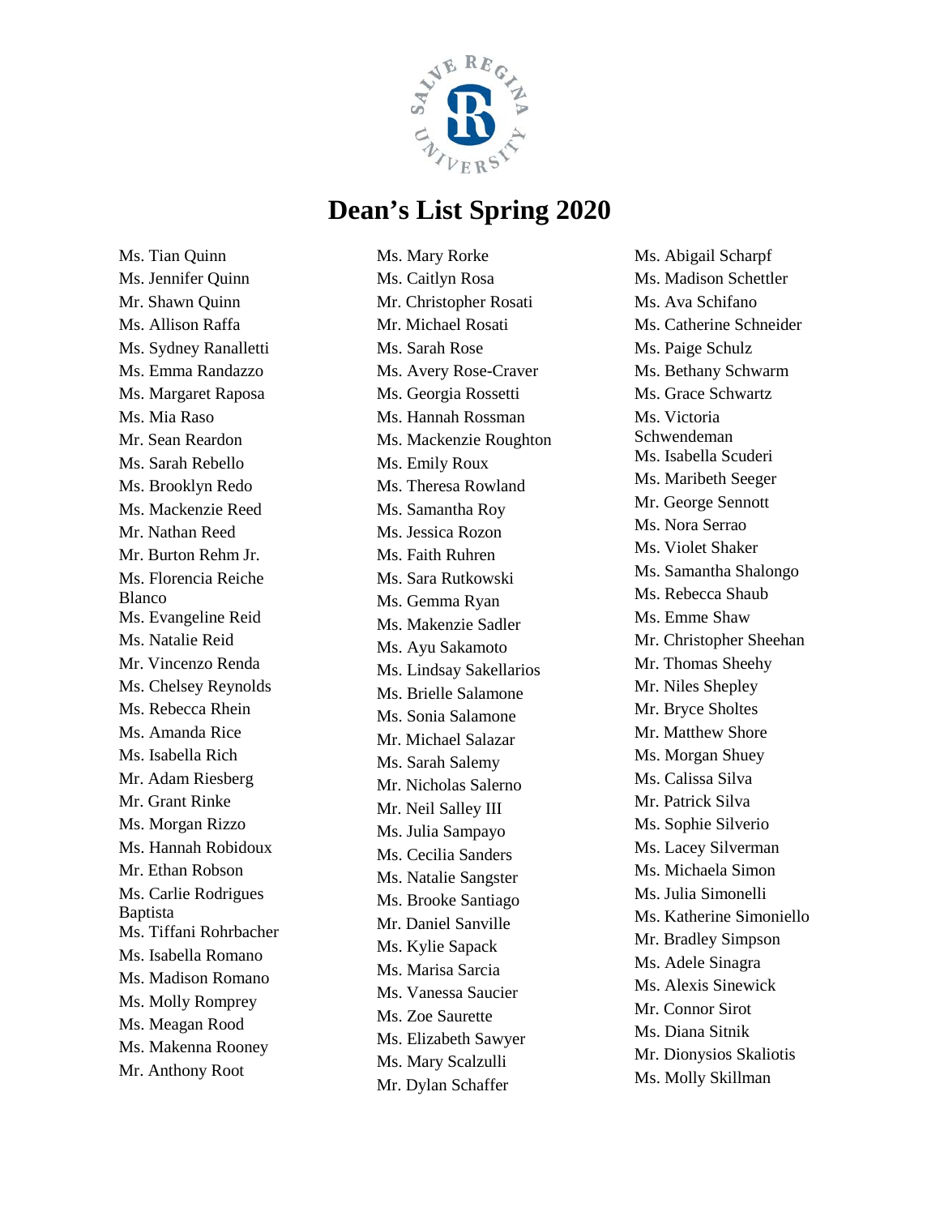# Dean's List Spring 2020

Ms. Tian Quinn
Ms. Jennifer Quinn
Mr. Shawn Quinn
Ms. Allison Raffa
Ms. Sydney Ranalletti
Ms. Emma Randazzo
Ms. Margaret Raposa
Ms. Mia Raso
Mr. Sean Reardon
Ms. Sarah Rebello
Ms. Brooklyn Redo
Ms. Mackenzie Reed
Mr. Nathan Reed
Mr. Burton Rehm Jr.
Ms. Florencia Reiche Blanco
Ms. Evangeline Reid
Ms. Natalie Reid
Mr. Vincenzo Renda
Ms. Chelsey Reynolds
Ms. Rebecca Rhein
Ms. Amanda Rice
Ms. Isabella Rich
Mr. Adam Riesberg
Mr. Grant Rinke
Ms. Morgan Rizzo
Ms. Hannah Robidoux
Mr. Ethan Robson
Ms. Carlie Rodrigues Baptista
Ms. Tiffani Rohrbacher
Ms. Isabella Romano
Ms. Madison Romano
Ms. Molly Romprey
Ms. Meagan Rood
Ms. Makenna Rooney
Mr. Anthony Root
Ms. Mary Rorke
Ms. Caitlyn Rosa
Mr. Christopher Rosati
Mr. Michael Rosati
Ms. Sarah Rose
Ms. Avery Rose-Craver
Ms. Georgia Rossetti
Ms. Hannah Rossman
Ms. Mackenzie Roughton
Ms. Emily Roux
Ms. Theresa Rowland
Ms. Samantha Roy
Ms. Jessica Rozon
Ms. Faith Ruhren
Ms. Sara Rutkowski
Ms. Gemma Ryan
Ms. Makenzie Sadler
Ms. Ayu Sakamoto
Ms. Lindsay Sakellarios
Ms. Brielle Salamone
Ms. Sonia Salamone
Mr. Michael Salazar
Ms. Sarah Salemy
Mr. Nicholas Salerno
Mr. Neil Salley III
Ms. Julia Sampayo
Ms. Cecilia Sanders
Ms. Natalie Sangster
Ms. Brooke Santiago
Mr. Daniel Sanville
Ms. Kylie Sapack
Ms. Marisa Sarcia
Ms. Vanessa Saucier
Ms. Zoe Saurette
Ms. Elizabeth Sawyer
Ms. Mary Scalzulli
Mr. Dylan Schaffer
Ms. Abigail Scharpf
Ms. Madison Schettler
Ms. Ava Schifano
Ms. Catherine Schneider
Ms. Paige Schulz
Ms. Bethany Schwarm
Ms. Grace Schwartz
Ms. Victoria Schwendeman
Ms. Isabella Scuderi
Ms. Maribeth Seeger
Mr. George Sennott
Ms. Nora Serrao
Ms. Violet Shaker
Ms. Samantha Shalongo
Ms. Rebecca Shaub
Ms. Emme Shaw
Mr. Christopher Sheehan
Mr. Thomas Sheehy
Mr. Niles Shepley
Mr. Bryce Sholtes
Mr. Matthew Shore
Ms. Morgan Shuey
Ms. Calissa Silva
Mr. Patrick Silva
Ms. Sophie Silverio
Ms. Lacey Silverman
Ms. Michaela Simon
Ms. Julia Simonelli
Ms. Katherine Simoniello
Mr. Bradley Simpson
Ms. Adele Sinagra
Ms. Alexis Sinewick
Mr. Connor Sirot
Ms. Diana Sitnik
Mr. Dionysios Skaliotis
Ms. Molly Skillman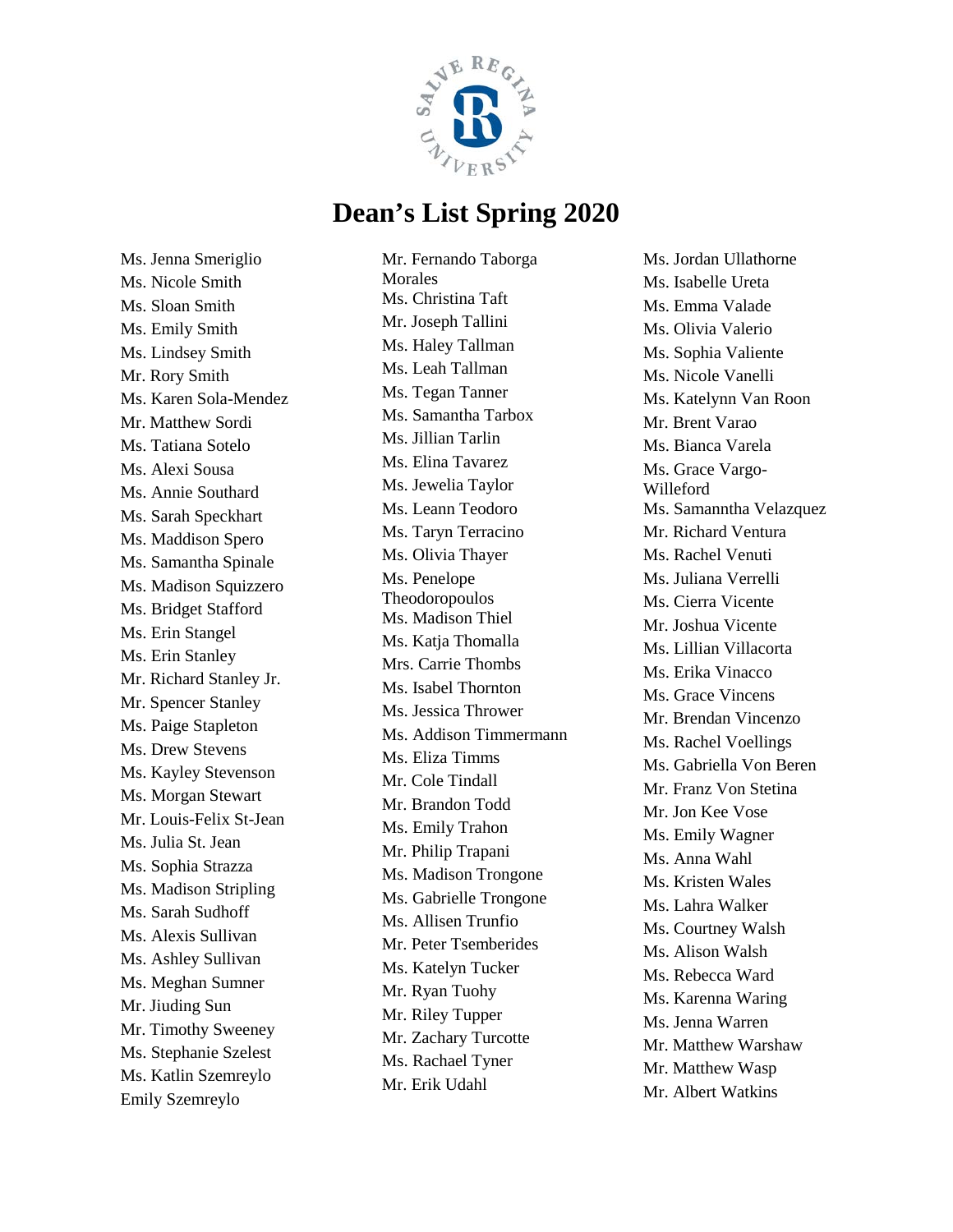# Dean's List Spring 2020

Ms. Jenna Smeriglio
Ms. Nicole Smith
Ms. Sloan Smith
Ms. Emily Smith
Ms. Lindsey Smith
Mr. Rory Smith
Ms. Karen Sola-Mendez
Mr. Matthew Sordi
Ms. Tatiana Sotelo
Ms. Alexi Sousa
Ms. Annie Southard
Ms. Sarah Speckhart
Ms. Maddison Spero
Ms. Samantha Spinale
Ms. Madison Squizzero
Ms. Bridget Stafford
Ms. Erin Stangel
Ms. Erin Stanley
Mr. Richard Stanley Jr.
Mr. Spencer Stanley
Ms. Paige Stapleton
Ms. Drew Stevens
Ms. Kayley Stevenson
Ms. Morgan Stewart
Mr. Louis-Felix St-Jean
Ms. Julia St. Jean
Ms. Sophia Strazza
Ms. Madison Stripling
Ms. Sarah Sudhoff
Ms. Alexis Sullivan
Ms. Ashley Sullivan
Ms. Meghan Sumner
Mr. Jiuding Sun
Mr. Timothy Sweeney
Ms. Stephanie Szelest
Ms. Katlin Szemreylo
Emily Szemreylo
Mr. Fernando Taborga Morales
Ms. Christina Taft
Mr. Joseph Tallini
Ms. Haley Tallman
Ms. Leah Tallman
Ms. Tegan Tanner
Ms. Samantha Tarbox
Ms. Jillian Tarlin
Ms. Elina Tavarez
Ms. Jewelia Taylor
Ms. Leann Teodoro
Ms. Taryn Terracino
Ms. Olivia Thayer
Ms. Penelope Theodoropoulos
Ms. Madison Thiel
Ms. Katja Thomalla
Mrs. Carrie Thombs
Ms. Isabel Thornton
Ms. Jessica Thrower
Ms. Addison Timmermann
Ms. Eliza Timms
Mr. Cole Tindall
Mr. Brandon Todd
Ms. Emily Trahon
Mr. Philip Trapani
Ms. Madison Trongone
Ms. Gabrielle Trongone
Ms. Allisen Trunfio
Mr. Peter Tsemberides
Ms. Katelyn Tucker
Mr. Ryan Tuohy
Mr. Riley Tupper
Mr. Zachary Turcotte
Ms. Rachael Tyner
Mr. Erik Udahl
Ms. Jordan Ullathorne
Ms. Isabelle Ureta
Ms. Emma Valade
Ms. Olivia Valerio
Ms. Sophia Valiente
Ms. Nicole Vanelli
Ms. Katelynn Van Roon
Mr. Brent Varao
Ms. Bianca Varela
Ms. Grace Vargo-Willeford
Ms. Samanntha Velazquez
Mr. Richard Ventura
Ms. Rachel Venuti
Ms. Juliana Verrelli
Ms. Cierra Vicente
Mr. Joshua Vicente
Ms. Lillian Villacorta
Ms. Erika Vinacco
Ms. Grace Vincens
Mr. Brendan Vincenzo
Ms. Rachel Voellings
Ms. Gabriella Von Beren
Mr. Franz Von Stetina
Mr. Jon Kee Vose
Ms. Emily Wagner
Ms. Anna Wahl
Ms. Kristen Wales
Ms. Lahra Walker
Ms. Courtney Walsh
Ms. Alison Walsh
Ms. Rebecca Ward
Ms. Karenna Waring
Ms. Jenna Warren
Mr. Matthew Warshaw
Mr. Matthew Wasp
Mr. Albert Watkins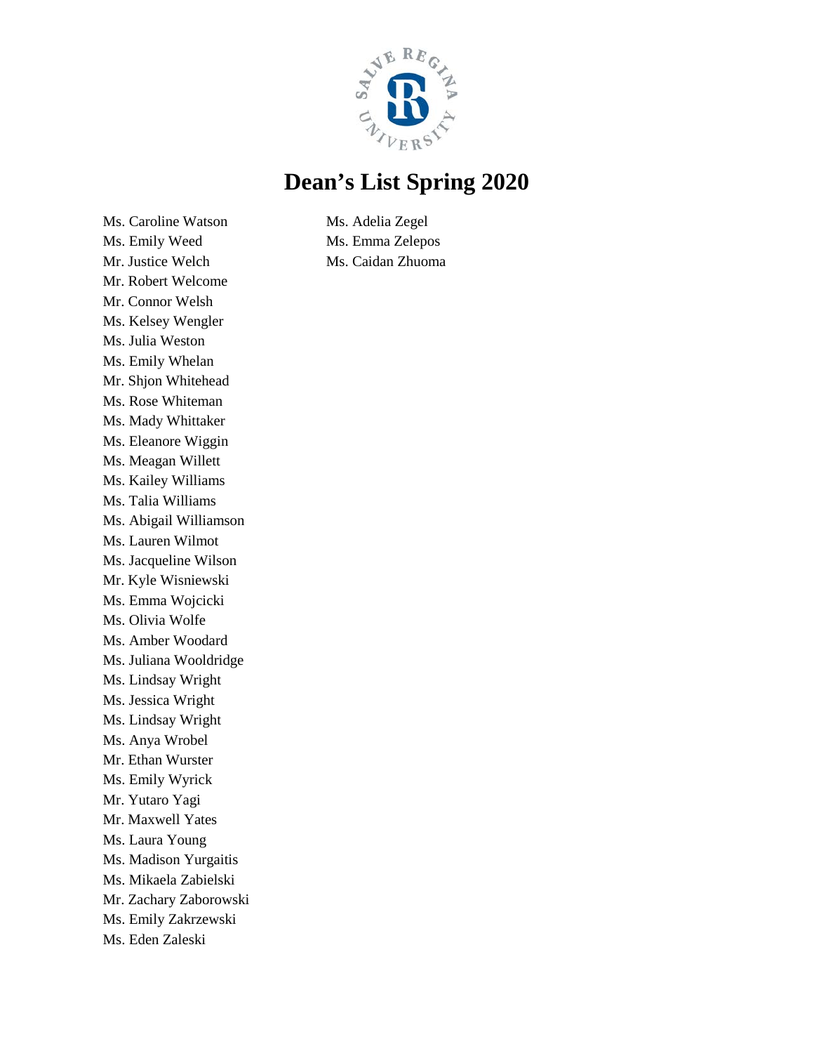# Dean's List Spring 2020

Ms. Caroline Watson
Ms. Emily Weed
Mr. Justice Welch
Mr. Robert Welcome
Mr. Connor Welsh
Ms. Kelsey Wengler
Ms. Julia Weston
Ms. Emily Whelan
Mr. Shjon Whitehead
Ms. Rose Whiteman
Ms. Mady Whittaker
Ms. Eleanore Wiggin
Ms. Meagan Willett
Ms. Kailey Williams
Ms. Talia Williams
Ms. Abigail Williamson
Ms. Lauren Wilmot
Ms. Jacqueline Wilson
Mr. Kyle Wisniewski
Ms. Emma Wojcicki
Ms. Olivia Wolfe
Ms. Amber Woodard
Ms. Juliana Wooldridge
Ms. Lindsay Wright
Ms. Jessica Wright
Ms. Lindsay Wright
Ms. Anya Wrobel
Mr. Ethan Wurster
Ms. Emily Wyrick
Mr. Yutaro Yagi
Mr. Maxwell Yates
Ms. Laura Young
Ms. Madison Yurgaitis
Ms. Mikaela Zabielski
Mr. Zachary Zaborowski
Ms. Emily Zakrzewski
Ms. Eden Zaleski
Ms. Adelia Zegel
Ms. Emma Zelepos
Ms. Caidan Zhuoma